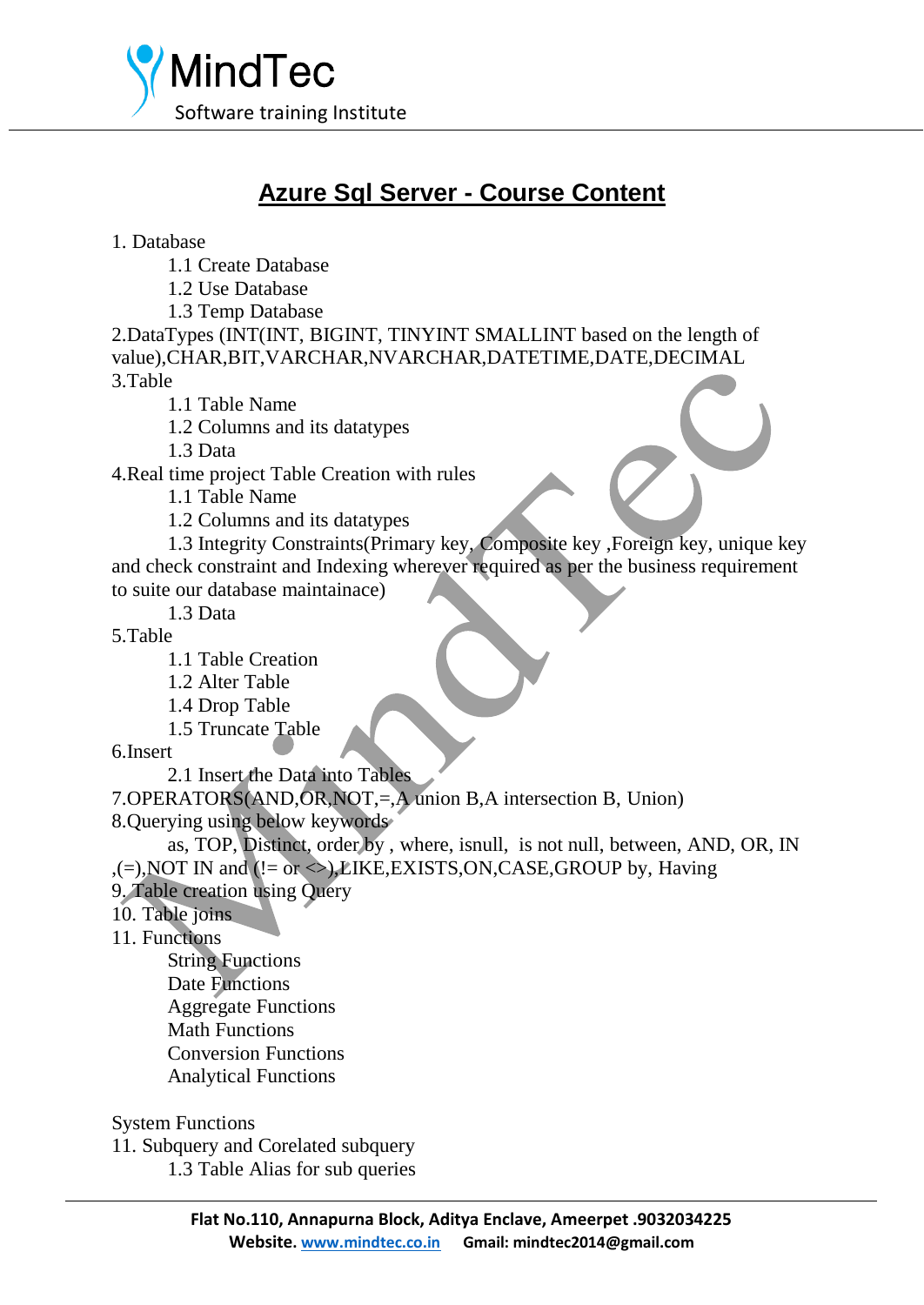# Azure Sql Server - Course Content

1. Database
    - 1.1 Create Database
    - 1.2 Use Database
    - 1.3 Temp Database

2.DataTypes (INT(INT, BIGINT, TINYINT SMALLINT based on the length of value),CHAR,BIT,VARCHAR,NVARCHAR,DATETIME,DATE,DECIMAL

3.Table
- 1.1 Table Name
- 1.2 Columns and its datatypes
- 1.3 Data

4.Real time project Table Creation with rules
- 1.1 Table Name
- 1.2 Columns and its datatypes
- 1.3 Integrity Constraints(Primary key, Composite key ,Foreign key, unique key and check constraint and Indexing wherever required as per the business requirement to suite our database maintainace)
- 1.3 Data

5.Table
- 1.1 Table Creation
- 1.2 Alter Table
- 1.4 Drop Table
- 1.5 Truncate Table

6.Insert
- 2.1 Insert the Data into Tables

7.OPERATORS(AND,OR,NOT,=,A union B,A intersection B, Union)

8.Querying using below keywords
- as, TOP, Distinct, order by , where, isnull, is not null, between, AND, OR, IN ,(=),NOT IN and (!= or <>),LIKE,EXISTS,ON,CASE,GROUP by, Having

9. Table creation using Query

10. Table joins

11. Functions
- String Functions
- Date Functions
- Aggregate Functions
- Math Functions
- Conversion Functions
- Analytical Functions

System Functions

11. Subquery and Corelated subquery
- 1.3 Table Alias for sub queries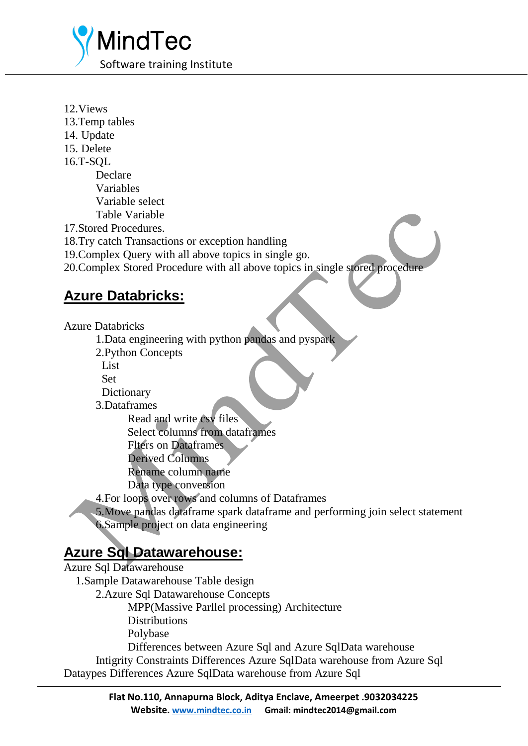12.Views
13.Temp tables
14. Update
15. Delete
16.T-SQL
- Declare
- Variables
- Variable select
- Table Variable

17.Stored Procedures.
18.Try catch Transactions or exception handling
19.Complex Query with all above topics in single go.
20.Complex Stored Procedure with all above topics in single stored procedure

## Azure Databricks:

Azure Databricks
1.Data engineering with python pandas and pyspark
2.Python Concepts
- List
- Set
- Dictionary

3.Dataframes
- Read and write csv files
- Select columns from dataframes
- Flters on Dataframes
- Derived Columns
- Rename column name
- Data type conversion

4.For loops over rows and columns of Dataframes
5.Move pandas dataframe spark dataframe and performing join select statement
6.Sample project on data engineering

## Azure Sql Datawarehouse:

Azure Sql Datawarehouse
1.Sample Datawarehouse Table design
2.Azure Sql Datawarehouse Concepts
- MPP(Massive Parllel processing) Architecture
- Distributions
- Polybase
- Differences between Azure Sql and Azure SqlData warehouse

Intigrity Constraints Differences Azure SqlData warehouse from Azure Sql
Dataypes Differences Azure SqlData warehouse from Azure Sql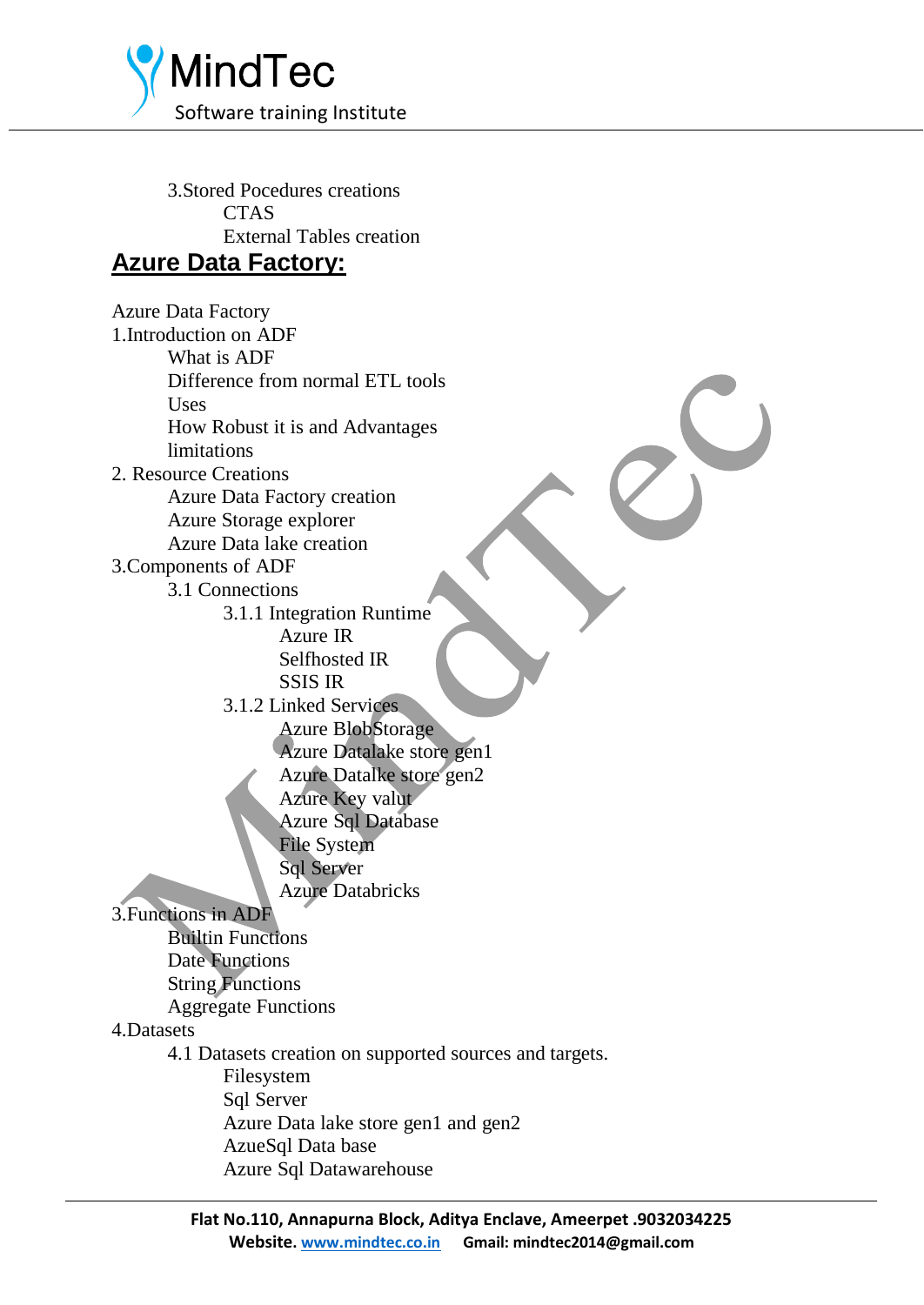- 3.Stored Pocedures creations
    - CTAS
    - External Tables creation

## Azure Data Factory:

Azure Data Factory

1.Introduction on ADF
- What is ADF
- Difference from normal ETL tools
- Uses
- How Robust it is and Advantages
- limitations

2. Resource Creations
- Azure Data Factory creation
- Azure Storage explorer
- Azure Data lake creation

3.Components of ADF
- 3.1 Connections
    - 3.1.1 Integration Runtime
        - Azure IR
        - Selfhosted IR
        - SSIS IR
    - 3.1.2 Linked Services
        - Azure BlobStorage
        - Azure Datalake store gen1
        - Azure Datalke store gen2
        - Azure Key valut
        - Azure Sql Database
        - File System
        - Sql Server
        - Azure Databricks

3.Functions in ADF
- Builtin Functions
- Date Functions
- String Functions
- Aggregate Functions

4.Datasets
- 4.1 Datasets creation on supported sources and targets.
    - Filesystem
    - Sql Server
    - Azure Data lake store gen1 and gen2
    - AzueSql Data base
    - Azure Sql Datawarehouse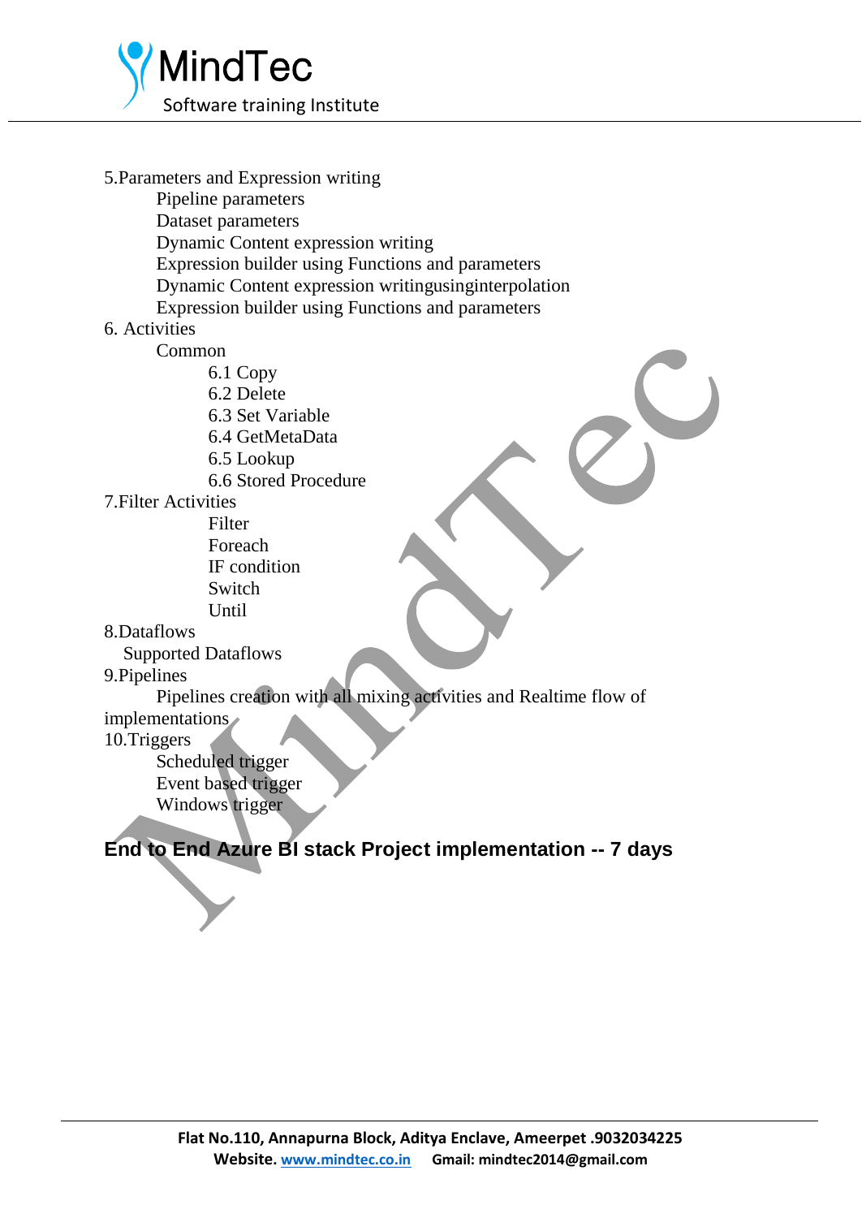5.Parameters and Expression writing

- Pipeline parameters
- Dataset parameters
- Dynamic Content expression writing
- Expression builder using Functions and parameters
- Dynamic Content expression writingusinginterpolation
- Expression builder using Functions and parameters

6. Activities

- Common
  - 6.1 Copy
  - 6.2 Delete
  - 6.3 Set Variable
  - 6.4 GetMetaData
  - 6.5 Lookup
  - 6.6 Stored Procedure

7.Filter Activities

- Filter
- Foreach
- IF condition
- Switch
- Until

8.Dataflows

- Supported Dataflows

9.Pipelines

- Pipelines creation with all mixing activities and Realtime flow of implementations

10.Triggers

- Scheduled trigger
- Event based trigger
- Windows trigger

**End to End Azure BI stack Project implementation -- 7 days**